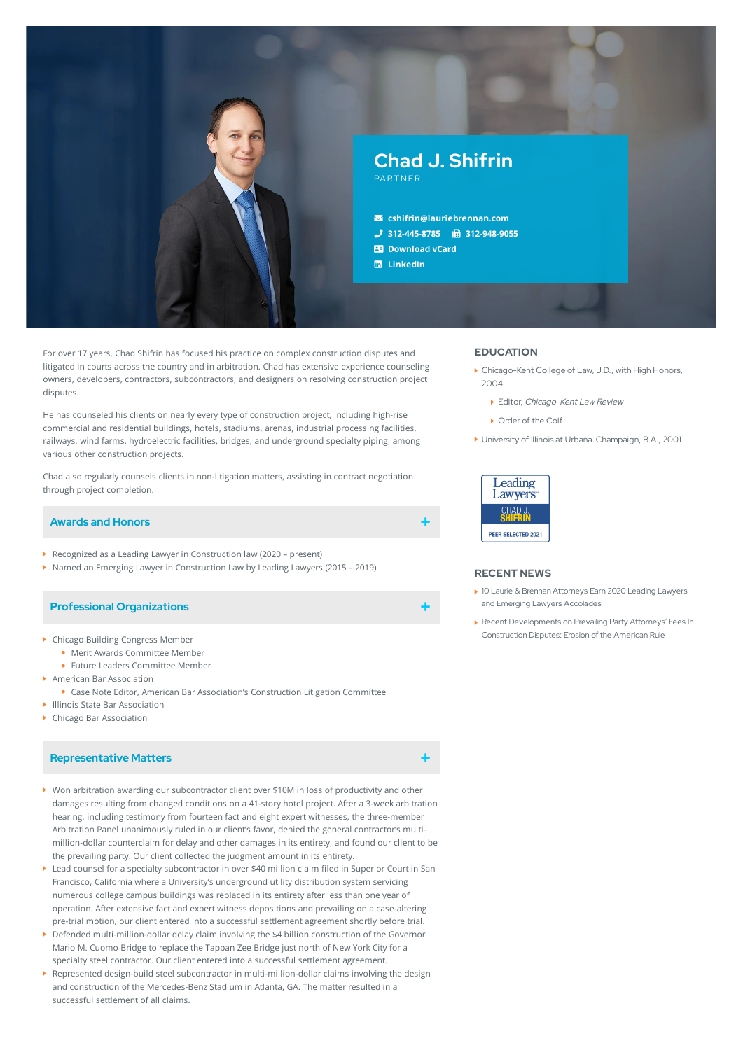# Chad J. Shifrin

PARTNER

- cshifrin@lauriebrennan.com
- 312-445-8785 312-948-9055
- Download vCard
- LinkedIn

For over 17 years, Chad Shifrin has focused his practice on complex construction disputes and litigated in courts across the country and in arbitration. Chad has extensive experience counseling owners, developers, contractors, subcontractors, and designers on resolving construction project disputes.

He has counseled his clients on nearly every type of construction project, including high-rise commercial and residential buildings, hotels, stadiums, arenas, industrial processing facilities, railways, wind farms, hydroelectric facilities, bridges, and underground specialty piping, among various other construction projects.

Chad also regularly counsels clients in non-litigation matters, assisting in contract negotiation through project completion.

## Awards and Honors

- Recognized as a Leading Lawyer in Construction law (2020 – present)
- Named an Emerging Lawyer in Construction Law by Leading Lawyers (2015 – 2019)

## Professional Organizations

- Chicago Building Congress Member
  - Merit Awards Committee Member
  - Future Leaders Committee Member
- American Bar Association
  - Case Note Editor, American Bar Association's Construction Litigation Committee
- Illinois State Bar Association
- Chicago Bar Association

## Representative Matters

- Won arbitration awarding our subcontractor client over $10M in loss of productivity and other damages resulting from changed conditions on a 41-story hotel project. After a 3-week arbitration hearing, including testimony from fourteen fact and eight expert witnesses, the three-member Arbitration Panel unanimously ruled in our client's favor, denied the general contractor's multi-million-dollar counterclaim for delay and other damages in its entirety, and found our client to be the prevailing party. Our client collected the judgment amount in its entirety.
- Lead counsel for a specialty subcontractor in over $40 million claim filed in Superior Court in San Francisco, California where a University's underground utility distribution system servicing numerous college campus buildings was replaced in its entirety after less than one year of operation. After extensive fact and expert witness depositions and prevailing on a case-altering pre-trial motion, our client entered into a successful settlement agreement shortly before trial.
- Defended multi-million-dollar delay claim involving the $4 billion construction of the Governor Mario M. Cuomo Bridge to replace the Tappan Zee Bridge just north of New York City for a specialty steel contractor. Our client entered into a successful settlement agreement.
- Represented design-build steel subcontractor in multi-million-dollar claims involving the design and construction of the Mercedes-Benz Stadium in Atlanta, GA. The matter resulted in a successful settlement of all claims.

## EDUCATION

- Chicago-Kent College of Law, J.D., with High Honors, 2004
  - Editor, *Chicago-Kent Law Review*
  - Order of the Coif
- University of Illinois at Urbana-Champaign, B.A., 2001

Leading Lawyers
CHAD J. SHIFRIN
PEER SELECTED 2021

## RECENT NEWS

- 10 Laurie & Brennan Attorneys Earn 2020 Leading Lawyers and Emerging Lawyers Accolades
- Recent Developments on Prevailing Party Attorneys' Fees In Construction Disputes: Erosion of the American Rule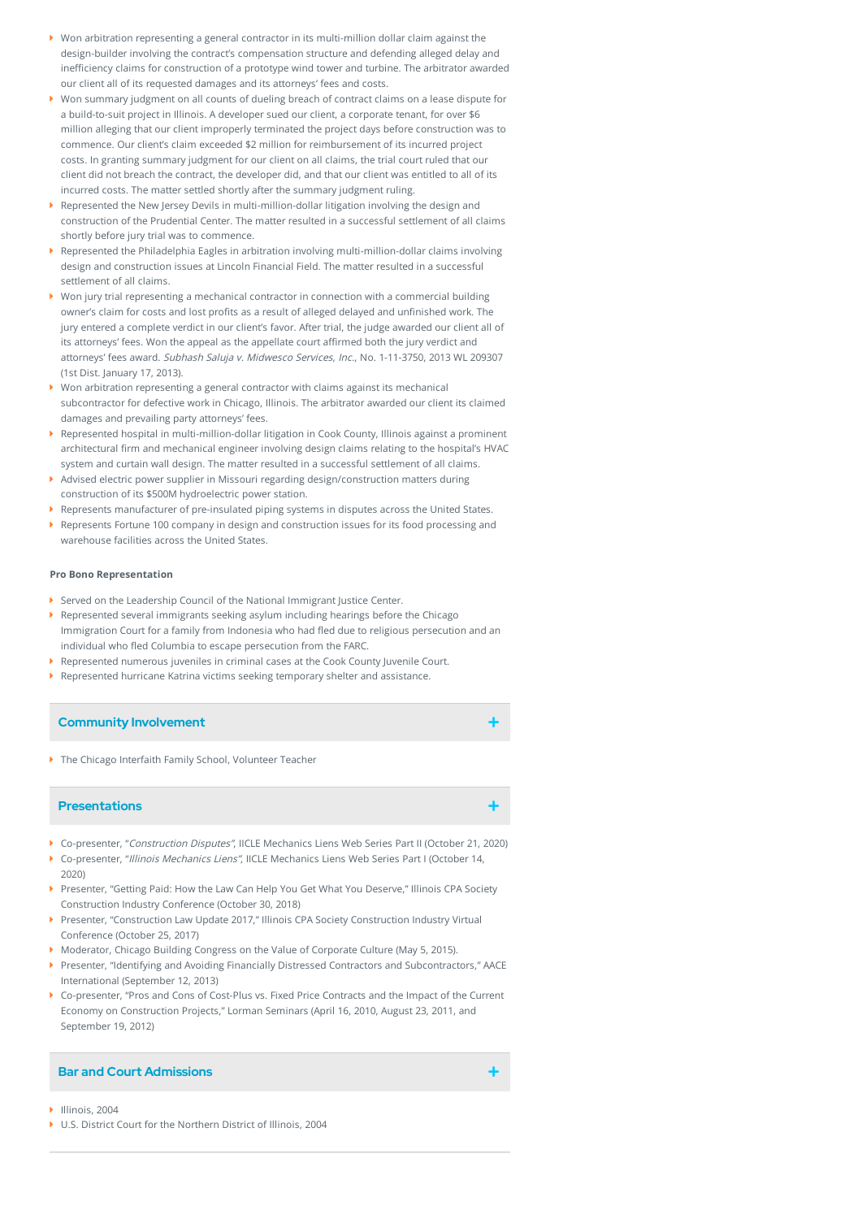- Won arbitration representing a general contractor in its multi-million dollar claim against the design-builder involving the contract's compensation structure and defending alleged delay and inefficiency claims for construction of a prototype wind tower and turbine. The arbitrator awarded our client all of its requested damages and its attorneys' fees and costs.
- Won summary judgment on all counts of dueling breach of contract claims on a lease dispute for a build-to-suit project in Illinois. A developer sued our client, a corporate tenant, for over $6 million alleging that our client improperly terminated the project days before construction was to commence. Our client's claim exceeded $2 million for reimbursement of its incurred project costs. In granting summary judgment for our client on all claims, the trial court ruled that our client did not breach the contract, the developer did, and that our client was entitled to all of its incurred costs. The matter settled shortly after the summary judgment ruling.
- Represented the New Jersey Devils in multi-million-dollar litigation involving the design and construction of the Prudential Center. The matter resulted in a successful settlement of all claims shortly before jury trial was to commence.
- Represented the Philadelphia Eagles in arbitration involving multi-million-dollar claims involving design and construction issues at Lincoln Financial Field. The matter resulted in a successful settlement of all claims.
- Won jury trial representing a mechanical contractor in connection with a commercial building owner's claim for costs and lost profits as a result of alleged delayed and unfinished work. The jury entered a complete verdict in our client's favor. After trial, the judge awarded our client all of its attorneys' fees. Won the appeal as the appellate court affirmed both the jury verdict and attorneys' fees award. *Subhash Saluja v. Midwesco Services, Inc.*, No. 1-11-3750, 2013 WL 209307 (1st Dist. January 17, 2013).
- Won arbitration representing a general contractor with claims against its mechanical subcontractor for defective work in Chicago, Illinois. The arbitrator awarded our client its claimed damages and prevailing party attorneys' fees.
- Represented hospital in multi-million-dollar litigation in Cook County, Illinois against a prominent architectural firm and mechanical engineer involving design claims relating to the hospital's HVAC system and curtain wall design. The matter resulted in a successful settlement of all claims.
- Advised electric power supplier in Missouri regarding design/construction matters during construction of its $500M hydroelectric power station.
- Represents manufacturer of pre-insulated piping systems in disputes across the United States.
- Represents Fortune 100 company in design and construction issues for its food processing and warehouse facilities across the United States.

**Pro Bono Representation**

- Served on the Leadership Council of the National Immigrant Justice Center.
- Represented several immigrants seeking asylum including hearings before the Chicago Immigration Court for a family from Indonesia who had fled due to religious persecution and an individual who fled Columbia to escape persecution from the FARC.
- Represented numerous juveniles in criminal cases at the Cook County Juvenile Court.
- Represented hurricane Katrina victims seeking temporary shelter and assistance.

## Community Involvement

- The Chicago Interfaith Family School, Volunteer Teacher

## Presentations

- Co-presenter, "*Construction Disputes*", IICLE Mechanics Liens Web Series Part II (October 21, 2020)
- Co-presenter, "*Illinois Mechanics Liens*", IICLE Mechanics Liens Web Series Part I (October 14, 2020)
- Presenter, "Getting Paid: How the Law Can Help You Get What You Deserve," Illinois CPA Society Construction Industry Conference (October 30, 2018)
- Presenter, "Construction Law Update 2017," Illinois CPA Society Construction Industry Virtual Conference (October 25, 2017)
- Moderator, Chicago Building Congress on the Value of Corporate Culture (May 5, 2015).
- Presenter, "Identifying and Avoiding Financially Distressed Contractors and Subcontractors," AACE International (September 12, 2013)
- Co-presenter, "Pros and Cons of Cost-Plus vs. Fixed Price Contracts and the Impact of the Current Economy on Construction Projects," Lorman Seminars (April 16, 2010, August 23, 2011, and September 19, 2012)

## Bar and Court Admissions

- Illinois, 2004
- U.S. District Court for the Northern District of Illinois, 2004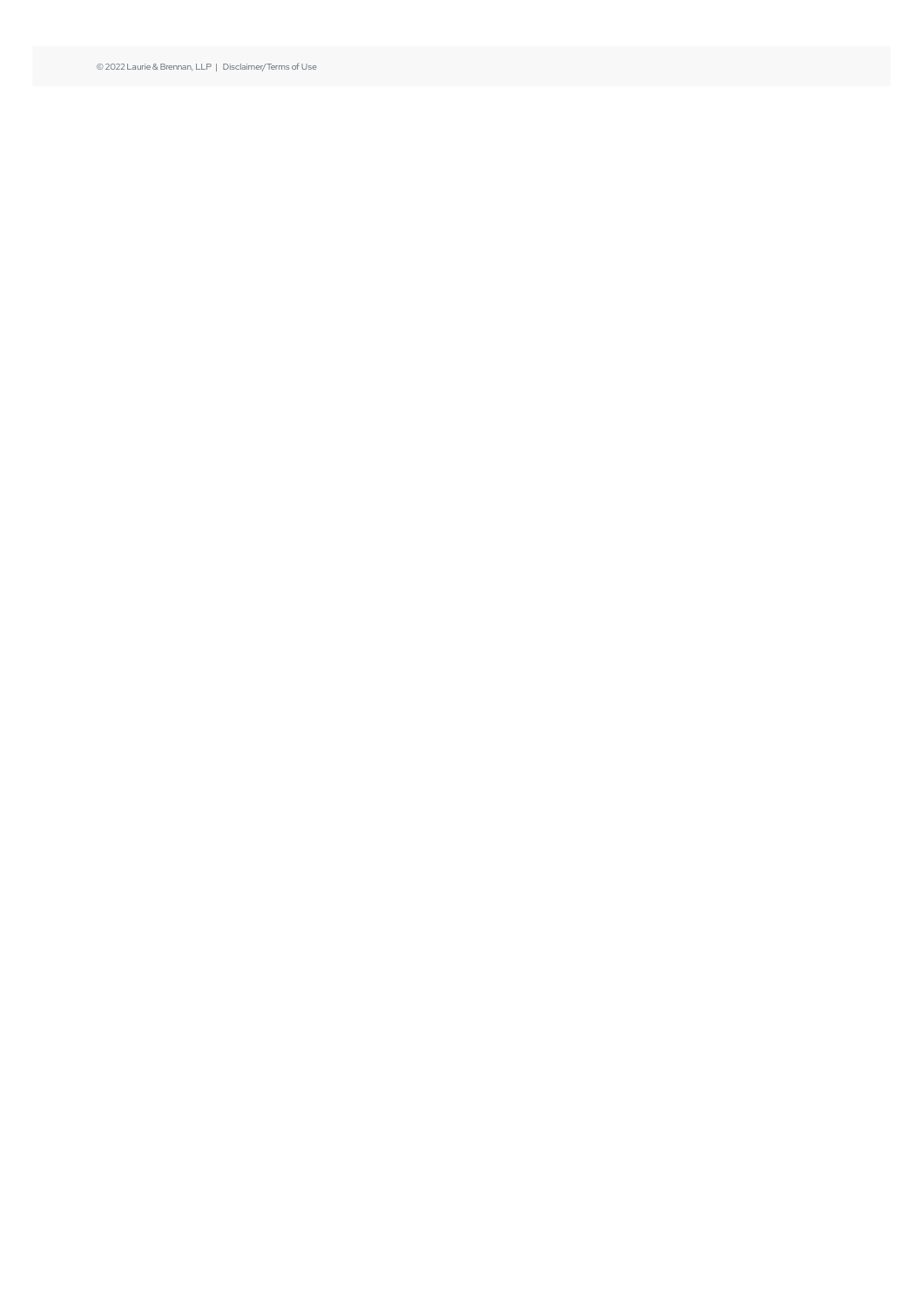© 2022 Laurie & Brennan, LLP | Disclaimer/Terms of Use